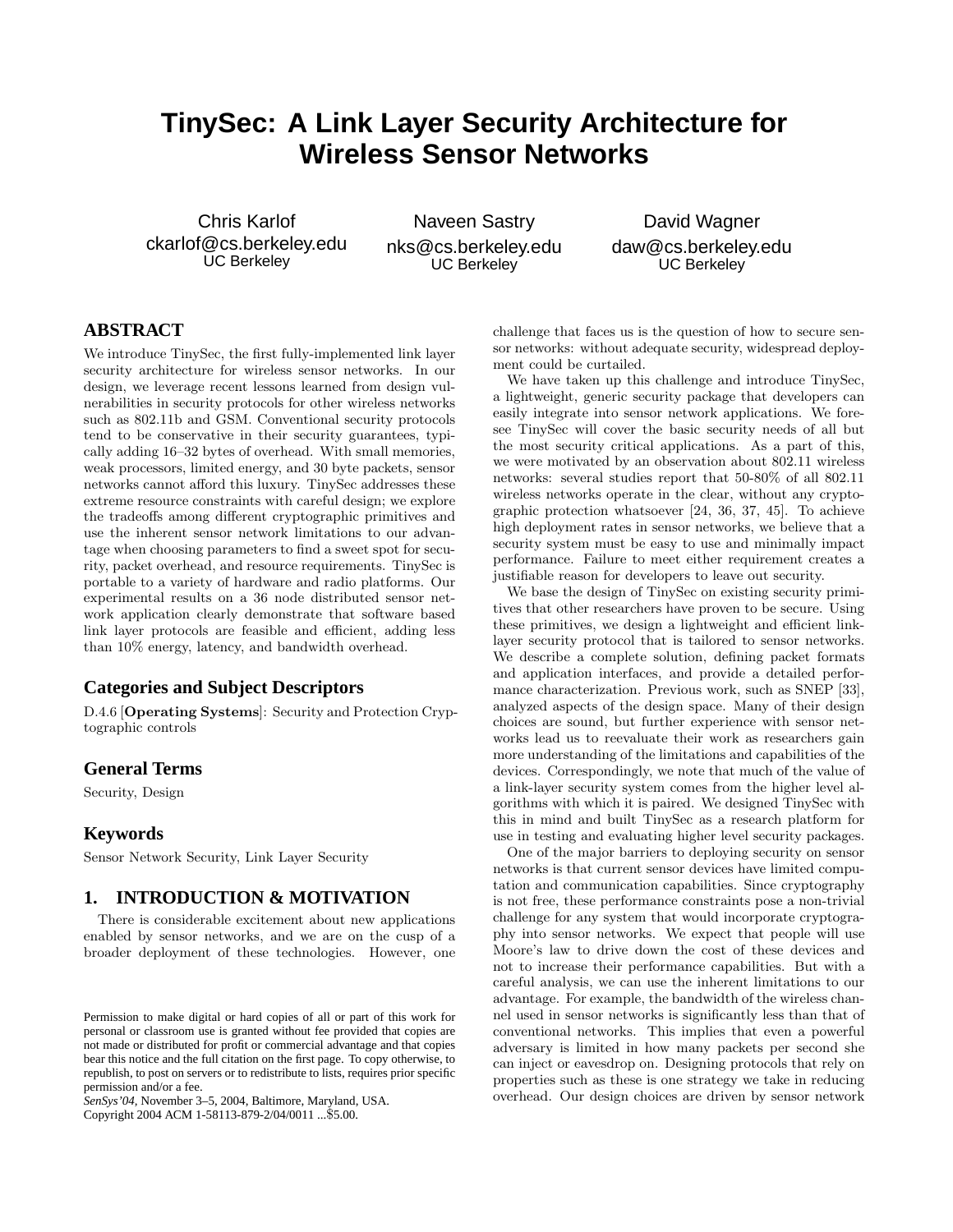# TinySec: A Link Layer Security Architecture for Wireless Sensor Networks

Chris Karlof
ckarlof@cs.berkeley.edu
UC Berkeley

Naveen Sastry
nks@cs.berkeley.edu
UC Berkeley

David Wagner
daw@cs.berkeley.edu
UC Berkeley

## ABSTRACT

We introduce TinySec, the first fully-implemented link layer security architecture for wireless sensor networks. In our design, we leverage recent lessons learned from design vulnerabilities in security protocols for other wireless networks such as 802.11b and GSM. Conventional security protocols tend to be conservative in their security guarantees, typically adding 16–32 bytes of overhead. With small memories, weak processors, limited energy, and 30 byte packets, sensor networks cannot afford this luxury. TinySec addresses these extreme resource constraints with careful design; we explore the tradeoffs among different cryptographic primitives and use the inherent sensor network limitations to our advantage when choosing parameters to find a sweet spot for security, packet overhead, and resource requirements. TinySec is portable to a variety of hardware and radio platforms. Our experimental results on a 36 node distributed sensor network application clearly demonstrate that software based link layer protocols are feasible and efficient, adding less than 10% energy, latency, and bandwidth overhead.

### Categories and Subject Descriptors

D.4.6 [**Operating Systems**]: Security and Protection Cryptographic controls

### General Terms

Security, Design

### Keywords

Sensor Network Security, Link Layer Security

## 1. INTRODUCTION & MOTIVATION

There is considerable excitement about new applications enabled by sensor networks, and we are on the cusp of a broader deployment of these technologies. However, one challenge that faces us is the question of how to secure sensor networks: without adequate security, widespread deployment could be curtailed.

We have taken up this challenge and introduce TinySec, a lightweight, generic security package that developers can easily integrate into sensor network applications. We foresee TinySec will cover the basic security needs of all but the most security critical applications. As a part of this, we were motivated by an observation about 802.11 wireless networks: several studies report that 50-80% of all 802.11 wireless networks operate in the clear, without any cryptographic protection whatsoever [24, 36, 37, 45]. To achieve high deployment rates in sensor networks, we believe that a security system must be easy to use and minimally impact performance. Failure to meet either requirement creates a justifiable reason for developers to leave out security.

We base the design of TinySec on existing security primitives that other researchers have proven to be secure. Using these primitives, we design a lightweight and efficient link-layer security protocol that is tailored to sensor networks. We describe a complete solution, defining packet formats and application interfaces, and provide a detailed performance characterization. Previous work, such as SNEP [33], analyzed aspects of the design space. Many of their design choices are sound, but further experience with sensor networks lead us to reevaluate their work as researchers gain more understanding of the limitations and capabilities of the devices. Correspondingly, we note that much of the value of a link-layer security system comes from the higher level algorithms with which it is paired. We designed TinySec with this in mind and built TinySec as a research platform for use in testing and evaluating higher level security packages.

One of the major barriers to deploying security on sensor networks is that current sensor devices have limited computation and communication capabilities. Since cryptography is not free, these performance constraints pose a non-trivial challenge for any system that would incorporate cryptography into sensor networks. We expect that people will use Moore's law to drive down the cost of these devices and not to increase their performance capabilities. But with a careful analysis, we can use the inherent limitations to our advantage. For example, the bandwidth of the wireless channel used in sensor networks is significantly less than that of conventional networks. This implies that even a powerful adversary is limited in how many packets per second she can inject or eavesdrop on. Designing protocols that rely on properties such as these is one strategy we take in reducing overhead. Our design choices are driven by sensor network

Permission to make digital or hard copies of all or part of this work for personal or classroom use is granted without fee provided that copies are not made or distributed for profit or commercial advantage and that copies bear this notice and the full citation on the first page. To copy otherwise, to republish, to post on servers or to redistribute to lists, requires prior specific permission and/or a fee.
*SenSys'04*, November 3–5, 2004, Baltimore, Maryland, USA.
Copyright 2004 ACM 1-58113-879-2/04/0011 ...$5.00.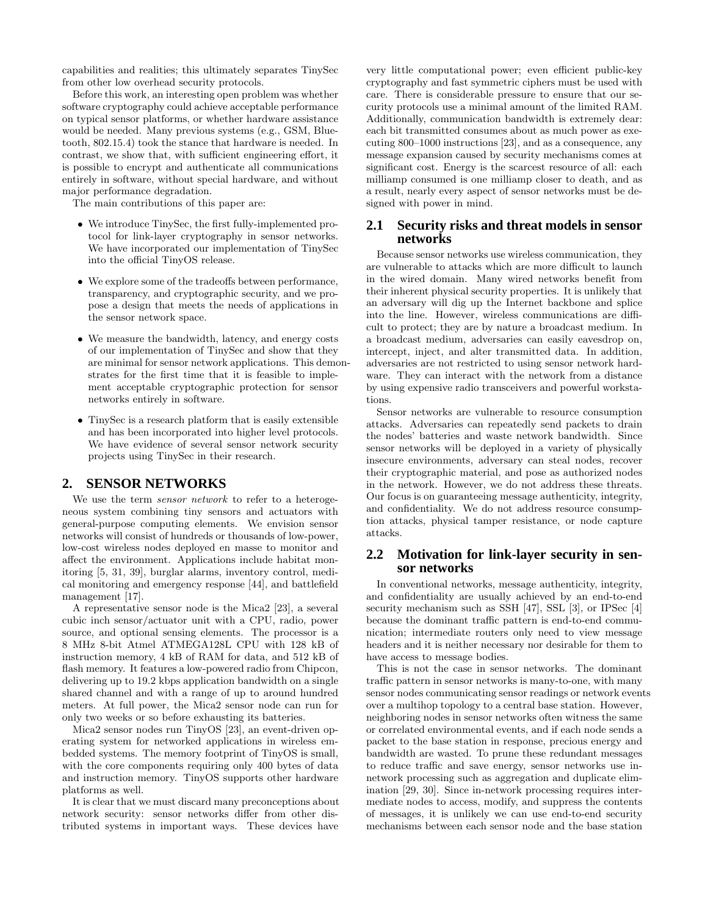capabilities and realities; this ultimately separates TinySec from other low overhead security protocols.

Before this work, an interesting open problem was whether software cryptography could achieve acceptable performance on typical sensor platforms, or whether hardware assistance would be needed. Many previous systems (e.g., GSM, Bluetooth, 802.15.4) took the stance that hardware is needed. In contrast, we show that, with sufficient engineering effort, it is possible to encrypt and authenticate all communications entirely in software, without special hardware, and without major performance degradation.

The main contributions of this paper are:

- We introduce TinySec, the first fully-implemented protocol for link-layer cryptography in sensor networks. We have incorporated our implementation of TinySec into the official TinyOS release.
- We explore some of the tradeoffs between performance, transparency, and cryptographic security, and we propose a design that meets the needs of applications in the sensor network space.
- We measure the bandwidth, latency, and energy costs of our implementation of TinySec and show that they are minimal for sensor network applications. This demonstrates for the first time that it is feasible to implement acceptable cryptographic protection for sensor networks entirely in software.
- TinySec is a research platform that is easily extensible and has been incorporated into higher level protocols. We have evidence of several sensor network security projects using TinySec in their research.

## 2. SENSOR NETWORKS

We use the term *sensor network* to refer to a heterogeneous system combining tiny sensors and actuators with general-purpose computing elements. We envision sensor networks will consist of hundreds or thousands of low-power, low-cost wireless nodes deployed en masse to monitor and affect the environment. Applications include habitat monitoring [5, 31, 39], burglar alarms, inventory control, medical monitoring and emergency response [44], and battlefield management [17].

A representative sensor node is the Mica2 [23], a several cubic inch sensor/actuator unit with a CPU, radio, power source, and optional sensing elements. The processor is a 8 MHz 8-bit Atmel ATMEGA128L CPU with 128 kB of instruction memory, 4 kB of RAM for data, and 512 kB of flash memory. It features a low-powered radio from Chipcon, delivering up to 19.2 kbps application bandwidth on a single shared channel and with a range of up to around hundred meters. At full power, the Mica2 sensor node can run for only two weeks or so before exhausting its batteries.

Mica2 sensor nodes run TinyOS [23], an event-driven operating system for networked applications in wireless embedded systems. The memory footprint of TinyOS is small, with the core components requiring only 400 bytes of data and instruction memory. TinyOS supports other hardware platforms as well.

It is clear that we must discard many preconceptions about network security: sensor networks differ from other distributed systems in important ways. These devices have very little computational power; even efficient public-key cryptography and fast symmetric ciphers must be used with care. There is considerable pressure to ensure that our security protocols use a minimal amount of the limited RAM. Additionally, communication bandwidth is extremely dear: each bit transmitted consumes about as much power as executing 800–1000 instructions [23], and as a consequence, any message expansion caused by security mechanisms comes at significant cost. Energy is the scarcest resource of all: each milliamp consumed is one milliamp closer to death, and as a result, nearly every aspect of sensor networks must be designed with power in mind.

### 2.1 Security risks and threat models in sensor networks

Because sensor networks use wireless communication, they are vulnerable to attacks which are more difficult to launch in the wired domain. Many wired networks benefit from their inherent physical security properties. It is unlikely that an adversary will dig up the Internet backbone and splice into the line. However, wireless communications are difficult to protect; they are by nature a broadcast medium. In a broadcast medium, adversaries can easily eavesdrop on, intercept, inject, and alter transmitted data. In addition, adversaries are not restricted to using sensor network hardware. They can interact with the network from a distance by using expensive radio transceivers and powerful workstations.

Sensor networks are vulnerable to resource consumption attacks. Adversaries can repeatedly send packets to drain the nodes' batteries and waste network bandwidth. Since sensor networks will be deployed in a variety of physically insecure environments, adversary can steal nodes, recover their cryptographic material, and pose as authorized nodes in the network. However, we do not address these threats. Our focus is on guaranteeing message authenticity, integrity, and confidentiality. We do not address resource consumption attacks, physical tamper resistance, or node capture attacks.

### 2.2 Motivation for link-layer security in sensor networks

In conventional networks, message authenticity, integrity, and confidentiality are usually achieved by an end-to-end security mechanism such as SSH [47], SSL [3], or IPSec [4] because the dominant traffic pattern is end-to-end communication; intermediate routers only need to view message headers and it is neither necessary nor desirable for them to have access to message bodies.

This is not the case in sensor networks. The dominant traffic pattern in sensor networks is many-to-one, with many sensor nodes communicating sensor readings or network events over a multihop topology to a central base station. However, neighboring nodes in sensor networks often witness the same or correlated environmental events, and if each node sends a packet to the base station in response, precious energy and bandwidth are wasted. To prune these redundant messages to reduce traffic and save energy, sensor networks use in-network processing such as aggregation and duplicate elimination [29, 30]. Since in-network processing requires intermediate nodes to access, modify, and suppress the contents of messages, it is unlikely we can use end-to-end security mechanisms between each sensor node and the base station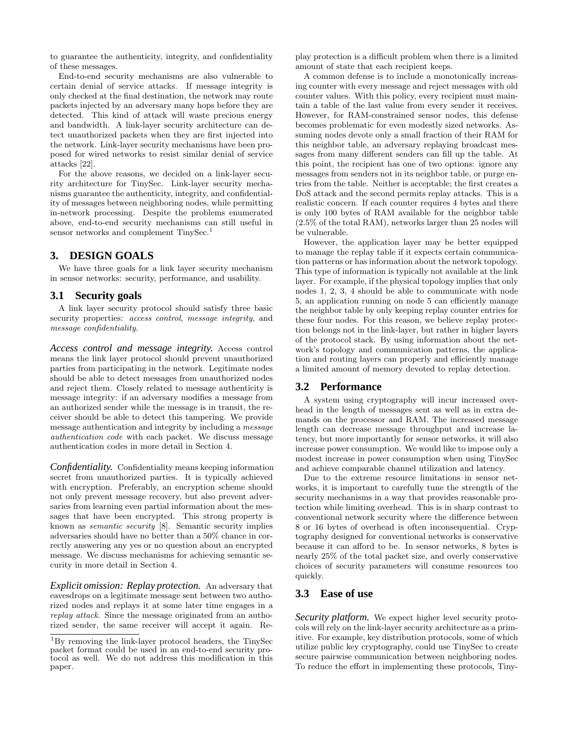to guarantee the authenticity, integrity, and confidentiality of these messages.

End-to-end security mechanisms are also vulnerable to certain denial of service attacks. If message integrity is only checked at the final destination, the network may route packets injected by an adversary many hops before they are detected. This kind of attack will waste precious energy and bandwidth. A link-layer security architecture can detect unauthorized packets when they are first injected into the network. Link-layer security mechanisms have been proposed for wired networks to resist similar denial of service attacks [22].

For the above reasons, we decided on a link-layer security architecture for TinySec. Link-layer security mechanisms guarantee the authenticity, integrity, and confidentiality of messages between neighboring nodes, while permitting in-network processing. Despite the problems enumerated above, end-to-end security mechanisms can still useful in sensor networks and complement TinySec.[1]

## 3. DESIGN GOALS

We have three goals for a link layer security mechanism in sensor networks: security, performance, and usability.

### 3.1 Security goals

A link layer security protocol should satisfy three basic security properties: *access control*, *message integrity*, and *message confidentiality*.

***Access control and message integrity.*** Access control means the link layer protocol should prevent unauthorized parties from participating in the network. Legitimate nodes should be able to detect messages from unauthorized nodes and reject them. Closely related to message authenticity is message integrity: if an adversary modifies a message from an authorized sender while the message is in transit, the receiver should be able to detect this tampering. We provide message authentication and integrity by including a *message authentication code* with each packet. We discuss message authentication codes in more detail in Section 4.

***Confidentiality.*** Confidentiality means keeping information secret from unauthorized parties. It is typically achieved with encryption. Preferably, an encryption scheme should not only prevent message recovery, but also prevent adversaries from learning even partial information about the messages that have been encrypted. This strong property is known as *semantic security* [8]. Semantic security implies adversaries should have no better than a 50% chance in correctly answering any yes or no question about an encrypted message. We discuss mechanisms for achieving semantic security in more detail in Section 4.

***Explicit omission: Replay protection.*** An adversary that eavesdrops on a legitimate message sent between two authorized nodes and replays it at some later time engages in a *replay attack*. Since the message originated from an authorized sender, the same receiver will accept it again. Replay protection is a difficult problem when there is a limited amount of state that each recipient keeps.

A common defense is to include a monotonically increasing counter with every message and reject messages with old counter values. With this policy, every recipient must maintain a table of the last value from every sender it receives. However, for RAM-constrained sensor nodes, this defense becomes problematic for even modestly sized networks. Assuming nodes devote only a small fraction of their RAM for this neighbor table, an adversary replaying broadcast messages from many different senders can fill up the table. At this point, the recipient has one of two options: ignore any messages from senders not in its neighbor table, or purge entries from the table. Neither is acceptable; the first creates a DoS attack and the second permits replay attacks. This is a realistic concern. If each counter requires 4 bytes and there is only 100 bytes of RAM available for the neighbor table (2.5% of the total RAM), networks larger than 25 nodes will be vulnerable.

However, the application layer may be better equipped to manage the replay table if it expects certain communication patterns or has information about the network topology. This type of information is typically not available at the link layer. For example, if the physical topology implies that only nodes 1, 2, 3, 4 should be able to communicate with node 5, an application running on node 5 can efficiently manage the neighbor table by only keeping replay counter entries for these four nodes. For this reason, we believe replay protection belongs not in the link-layer, but rather in higher layers of the protocol stack. By using information about the network's topology and communication patterns, the application and routing layers can properly and efficiently manage a limited amount of memory devoted to replay detection.

### 3.2 Performance

A system using cryptography will incur increased overhead in the length of messages sent as well as in extra demands on the processor and RAM. The increased message length can decrease message throughput and increase latency, but more importantly for sensor networks, it will also increase power consumption. We would like to impose only a modest increase in power consumption when using TinySec and achieve comparable channel utilization and latency.

Due to the extreme resource limitations in sensor networks, it is important to carefully tune the strength of the security mechanisms in a way that provides reasonable protection while limiting overhead. This is in sharp contrast to conventional network security where the difference between 8 or 16 bytes of overhead is often inconsequential. Cryptography designed for conventional networks is conservative because it can afford to be. In sensor networks, 8 bytes is nearly 25% of the total packet size, and overly conservative choices of security parameters will consume resources too quickly.

### 3.3 Ease of use

***Security platform.*** We expect higher level security protocols will rely on the link-layer security architecture as a primitive. For example, key distribution protocols, some of which utilize public key cryptography, could use TinySec to create secure pairwise communication between neighboring nodes. To reduce the effort in implementing these protocols, Tiny-

[1] By removing the link-layer protocol headers, the TinySec packet format could be used in an end-to-end security protocol as well. We do not address this modification in this paper.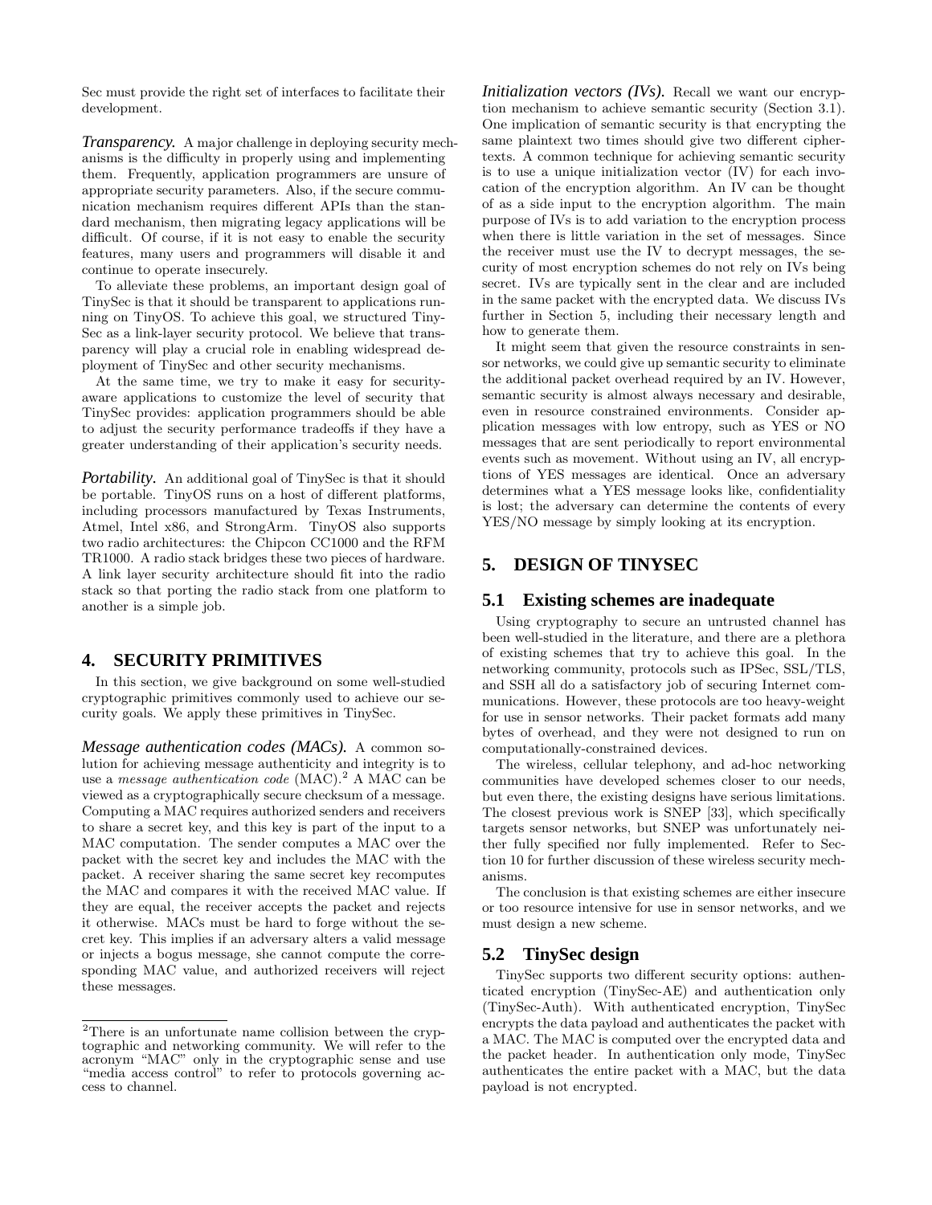Sec must provide the right set of interfaces to facilitate their development.

***Transparency.*** A major challenge in deploying security mechanisms is the difficulty in properly using and implementing them. Frequently, application programmers are unsure of appropriate security parameters. Also, if the secure communication mechanism requires different APIs than the standard mechanism, then migrating legacy applications will be difficult. Of course, if it is not easy to enable the security features, many users and programmers will disable it and continue to operate insecurely.

To alleviate these problems, an important design goal of TinySec is that it should be transparent to applications running on TinyOS. To achieve this goal, we structured TinySec as a link-layer security protocol. We believe that transparency will play a crucial role in enabling widespread deployment of TinySec and other security mechanisms.

At the same time, we try to make it easy for security-aware applications to customize the level of security that TinySec provides: application programmers should be able to adjust the security performance tradeoffs if they have a greater understanding of their application's security needs.

***Portability.*** An additional goal of TinySec is that it should be portable. TinyOS runs on a host of different platforms, including processors manufactured by Texas Instruments, Atmel, Intel x86, and StrongArm. TinyOS also supports two radio architectures: the Chipcon CC1000 and the RFM TR1000. A radio stack bridges these two pieces of hardware. A link layer security architecture should fit into the radio stack so that porting the radio stack from one platform to another is a simple job.

## 4. SECURITY PRIMITIVES

In this section, we give background on some well-studied cryptographic primitives commonly used to achieve our security goals. We apply these primitives in TinySec.

***Message authentication codes (MACs).*** A common solution for achieving message authenticity and integrity is to use a *message authentication code* (MAC).[2] A MAC can be viewed as a cryptographically secure checksum of a message. Computing a MAC requires authorized senders and receivers to share a secret key, and this key is part of the input to a MAC computation. The sender computes a MAC over the packet with the secret key and includes the MAC with the packet. A receiver sharing the same secret key recomputes the MAC and compares it with the received MAC value. If they are equal, the receiver accepts the packet and rejects it otherwise. MACs must be hard to forge without the secret key. This implies if an adversary alters a valid message or injects a bogus message, she cannot compute the corresponding MAC value, and authorized receivers will reject these messages.

[2] There is an unfortunate name collision between the cryptographic and networking community. We will refer to the acronym "MAC" only in the cryptographic sense and use "media access control" to refer to protocols governing access to channel.

***Initialization vectors (IVs).*** Recall we want our encryption mechanism to achieve semantic security (Section 3.1). One implication of semantic security is that encrypting the same plaintext two times should give two different ciphertexts. A common technique for achieving semantic security is to use a unique initialization vector (IV) for each invocation of the encryption algorithm. An IV can be thought of as a side input to the encryption algorithm. The main purpose of IVs is to add variation to the encryption process when there is little variation in the set of messages. Since the receiver must use the IV to decrypt messages, the security of most encryption schemes do not rely on IVs being secret. IVs are typically sent in the clear and are included in the same packet with the encrypted data. We discuss IVs further in Section 5, including their necessary length and how to generate them.

It might seem that given the resource constraints in sensor networks, we could give up semantic security to eliminate the additional packet overhead required by an IV. However, semantic security is almost always necessary and desirable, even in resource constrained environments. Consider application messages with low entropy, such as YES or NO messages that are sent periodically to report environmental events such as movement. Without using an IV, all encryptions of YES messages are identical. Once an adversary determines what a YES message looks like, confidentiality is lost; the adversary can determine the contents of every YES/NO message by simply looking at its encryption.

## 5. DESIGN OF TINYSEC

### 5.1 Existing schemes are inadequate

Using cryptography to secure an untrusted channel has been well-studied in the literature, and there are a plethora of existing schemes that try to achieve this goal. In the networking community, protocols such as IPSec, SSL/TLS, and SSH all do a satisfactory job of securing Internet communications. However, these protocols are too heavy-weight for use in sensor networks. Their packet formats add many bytes of overhead, and they were not designed to run on computationally-constrained devices.

The wireless, cellular telephony, and ad-hoc networking communities have developed schemes closer to our needs, but even there, the existing designs have serious limitations. The closest previous work is SNEP [33], which specifically targets sensor networks, but SNEP was unfortunately neither fully specified nor fully implemented. Refer to Section 10 for further discussion of these wireless security mechanisms.

The conclusion is that existing schemes are either insecure or too resource intensive for use in sensor networks, and we must design a new scheme.

### 5.2 TinySec design

TinySec supports two different security options: authenticated encryption (TinySec-AE) and authentication only (TinySec-Auth). With authenticated encryption, TinySec encrypts the data payload and authenticates the packet with a MAC. The MAC is computed over the encrypted data and the packet header. In authentication only mode, TinySec authenticates the entire packet with a MAC, but the data payload is not encrypted.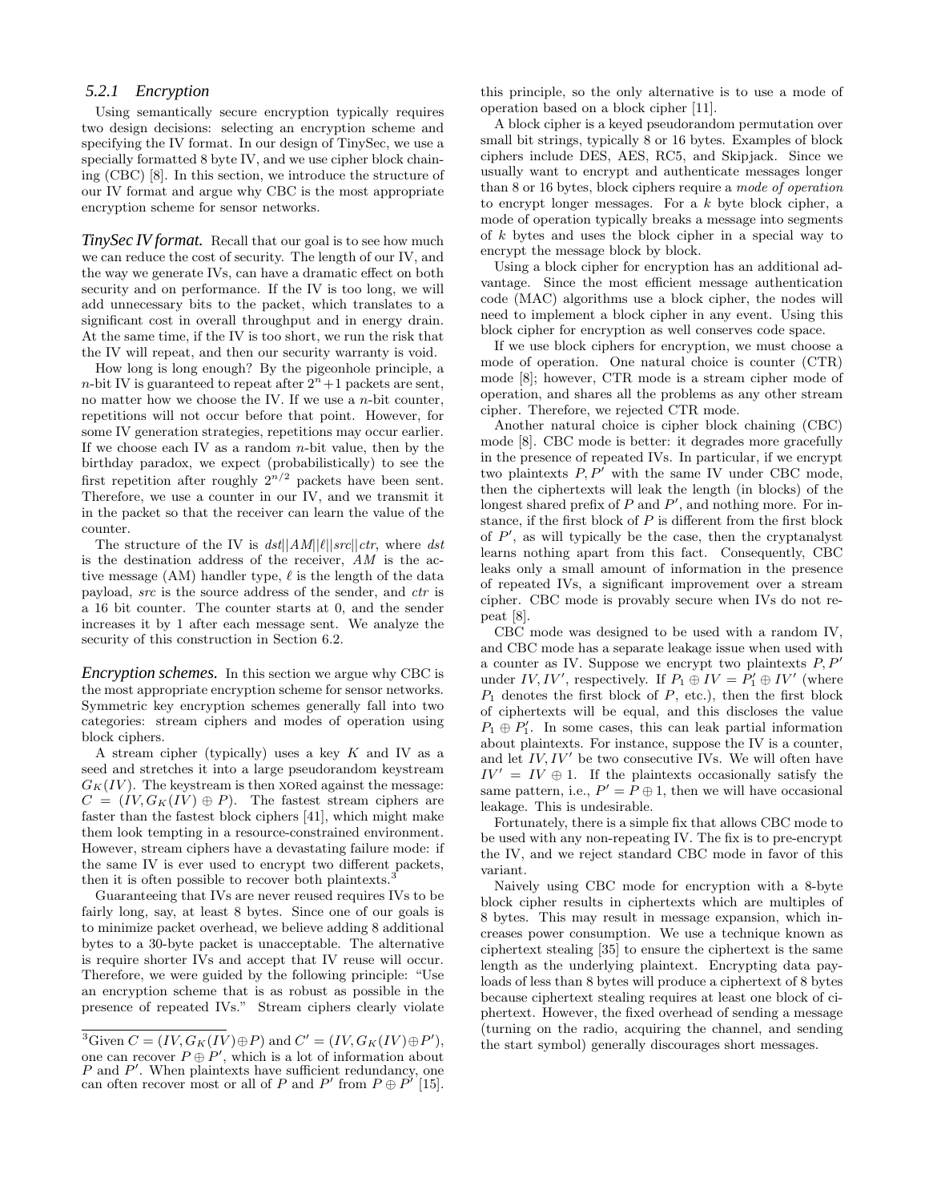### 5.2.1 Encryption

Using semantically secure encryption typically requires two design decisions: selecting an encryption scheme and specifying the IV format. In our design of TinySec, we use a specially formatted 8 byte IV, and we use cipher block chaining (CBC) [8]. In this section, we introduce the structure of our IV format and argue why CBC is the most appropriate encryption scheme for sensor networks.

***TinySec IV format.*** Recall that our goal is to see how much we can reduce the cost of security. The length of our IV, and the way we generate IVs, can have a dramatic effect on both security and on performance. If the IV is too long, we will add unnecessary bits to the packet, which translates to a significant cost in overall throughput and in energy drain. At the same time, if the IV is too short, we run the risk that the IV will repeat, and then our security warranty is void.

How long is long enough? By the pigeonhole principle, a $n$-bit IV is guaranteed to repeat after $2^n + 1$ packets are sent, no matter how we choose the IV. If we use a $n$-bit counter, repetitions will not occur before that point. However, for some IV generation strategies, repetitions may occur earlier. If we choose each IV as a random $n$-bit value, then by the birthday paradox, we expect (probabilistically) to see the first repetition after roughly $2^{n/2}$ packets have been sent. Therefore, we use a counter in our IV, and we transmit it in the packet so that the receiver can learn the value of the counter.

The structure of the IV is $dst||AM||\ell||src||ctr$, where $dst$ is the destination address of the receiver, $AM$ is the active message (AM) handler type, $\ell$ is the length of the data payload, $src$ is the source address of the sender, and $ctr$ is a 16 bit counter. The counter starts at 0, and the sender increases it by 1 after each message sent. We analyze the security of this construction in Section 6.2.

***Encryption schemes.*** In this section we argue why CBC is the most appropriate encryption scheme for sensor networks. Symmetric key encryption schemes generally fall into two categories: stream ciphers and modes of operation using block ciphers.

A stream cipher (typically) uses a key $K$ and IV as a seed and stretches it into a large pseudorandom keystream $G_K(IV)$. The keystream is then XORed against the message: $C = (IV, G_K(IV) \oplus P)$. The fastest stream ciphers are faster than the fastest block ciphers [41], which might make them look tempting in a resource-constrained environment. However, stream ciphers have a devastating failure mode: if the same IV is ever used to encrypt two different packets, then it is often possible to recover both plaintexts.[3]

Guaranteeing that IVs are never reused requires IVs to be fairly long, say, at least 8 bytes. Since one of our goals is to minimize packet overhead, we believe adding 8 additional bytes to a 30-byte packet is unacceptable. The alternative is require shorter IVs and accept that IV reuse will occur. Therefore, we were guided by the following principle: "Use an encryption scheme that is as robust as possible in the presence of repeated IVs." Stream ciphers clearly violate this principle, so the only alternative is to use a mode of operation based on a block cipher [11].

A block cipher is a keyed pseudorandom permutation over small bit strings, typically 8 or 16 bytes. Examples of block ciphers include DES, AES, RC5, and Skipjack. Since we usually want to encrypt and authenticate messages longer than 8 or 16 bytes, block ciphers require a *mode of operation* to encrypt longer messages. For a $k$ byte block cipher, a mode of operation typically breaks a message into segments of $k$ bytes and uses the block cipher in a special way to encrypt the message block by block.

Using a block cipher for encryption has an additional advantage. Since the most efficient message authentication code (MAC) algorithms use a block cipher, the nodes will need to implement a block cipher in any event. Using this block cipher for encryption as well conserves code space.

If we use block ciphers for encryption, we must choose a mode of operation. One natural choice is counter (CTR) mode [8]; however, CTR mode is a stream cipher mode of operation, and shares all the problems as any other stream cipher. Therefore, we rejected CTR mode.

Another natural choice is cipher block chaining (CBC) mode [8]. CBC mode is better: it degrades more gracefully in the presence of repeated IVs. In particular, if we encrypt two plaintexts $P, P'$ with the same IV under CBC mode, then the ciphertexts will leak the length (in blocks) of the longest shared prefix of $P$ and $P'$, and nothing more. For instance, if the first block of $P$ is different from the first block of $P'$, as will typically be the case, then the cryptanalyst learns nothing apart from this fact. Consequently, CBC leaks only a small amount of information in the presence of repeated IVs, a significant improvement over a stream cipher. CBC mode is provably secure when IVs do not repeat [8].

CBC mode was designed to be used with a random IV, and CBC mode has a separate leakage issue when used with a counter as IV. Suppose we encrypt two plaintexts $P, P'$ under $IV, IV'$, respectively. If $P_1 \oplus IV = P'_1 \oplus IV'$ (where $P_1$ denotes the first block of $P$, etc.), then the first block of ciphertexts will be equal, and this discloses the value $P_1 \oplus P'_1$. In some cases, this can leak partial information about plaintexts. For instance, suppose the IV is a counter, and let $IV, IV'$ be two consecutive IVs. We will often have $IV' = IV \oplus 1$. If the plaintexts occasionally satisfy the same pattern, i.e., $P' = P \oplus 1$, then we will have occasional leakage. This is undesirable.

Fortunately, there is a simple fix that allows CBC mode to be used with any non-repeating IV. The fix is to pre-encrypt the IV, and we reject standard CBC mode in favor of this variant.

Naively using CBC mode for encryption with a 8-byte block cipher results in ciphertexts which are multiples of 8 bytes. This may result in message expansion, which increases power consumption. We use a technique known as ciphertext stealing [35] to ensure the ciphertext is the same length as the underlying plaintext. Encrypting data payloads of less than 8 bytes will produce a ciphertext of 8 bytes because ciphertext stealing requires at least one block of ciphertext. However, the fixed overhead of sending a message (turning on the radio, acquiring the channel, and sending the start symbol) generally discourages short messages.

---

[3] Given $C = (IV, G_K(IV) \oplus P)$ and $C' = (IV, G_K(IV) \oplus P')$, one can recover $P \oplus P'$, which is a lot of information about $P$ and $P'$. When plaintexts have sufficient redundancy, one can often recover most or all of $P$ and $P'$ from $P \oplus P'$ [15].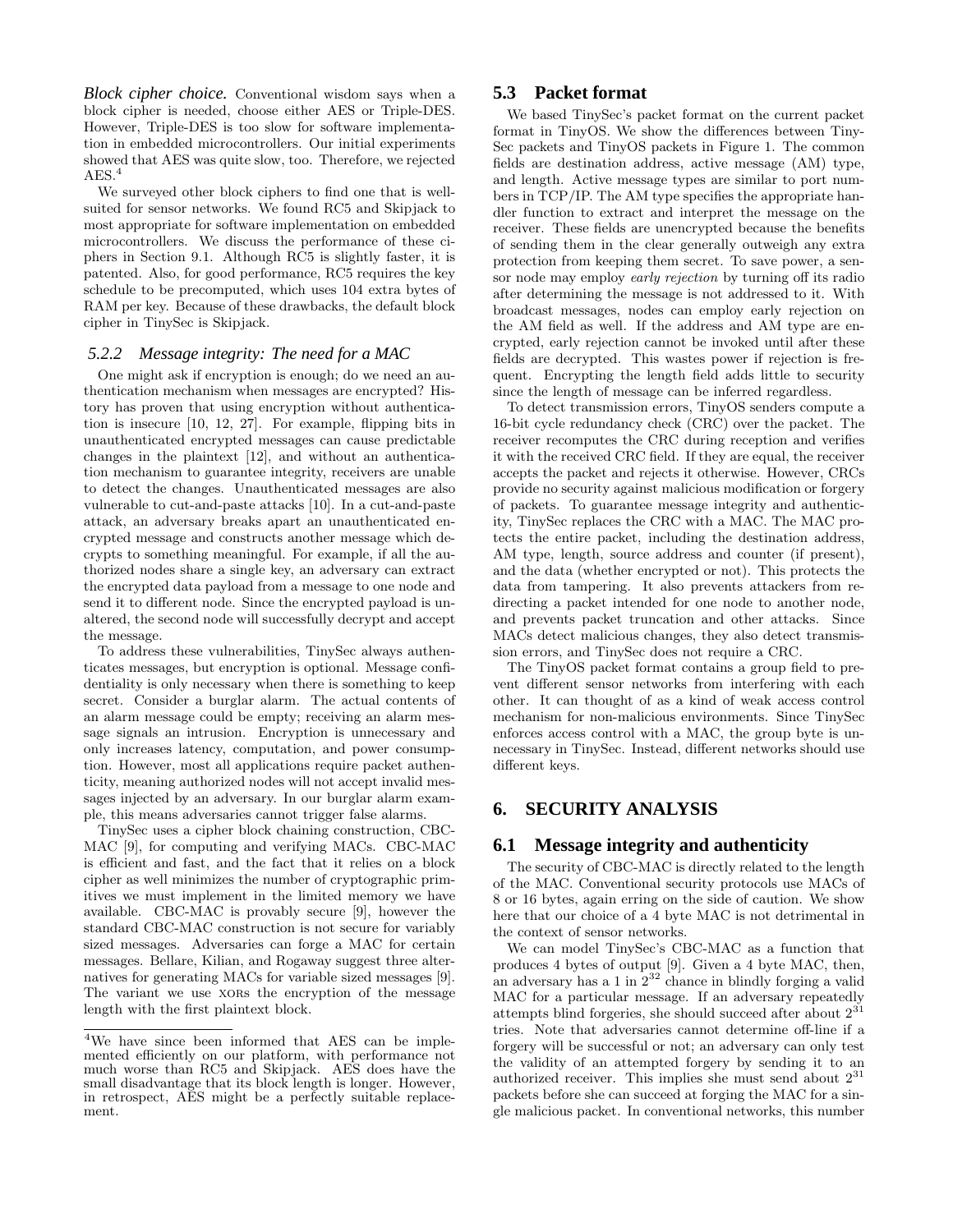***Block cipher choice.*** Conventional wisdom says when a block cipher is needed, choose either AES or Triple-DES. However, Triple-DES is too slow for software implementation in embedded microcontrollers. Our initial experiments showed that AES was quite slow, too. Therefore, we rejected AES.[4]

We surveyed other block ciphers to find one that is well-suited for sensor networks. We found RC5 and Skipjack to most appropriate for software implementation on embedded microcontrollers. We discuss the performance of these ciphers in Section 9.1. Although RC5 is slightly faster, it is patented. Also, for good performance, RC5 requires the key schedule to be precomputed, which uses 104 extra bytes of RAM per key. Because of these drawbacks, the default block cipher in TinySec is Skipjack.

### 5.2.2 Message integrity: The need for a MAC

One might ask if encryption is enough; do we need an authentication mechanism when messages are encrypted? History has proven that using encryption without authentication is insecure [10, 12, 27]. For example, flipping bits in unauthenticated encrypted messages can cause predictable changes in the plaintext [12], and without an authentication mechanism to guarantee integrity, receivers are unable to detect the changes. Unauthenticated messages are also vulnerable to cut-and-paste attacks [10]. In a cut-and-paste attack, an adversary breaks apart an unauthenticated encrypted message and constructs another message which decrypts to something meaningful. For example, if all the authorized nodes share a single key, an adversary can extract the encrypted data payload from a message to one node and send it to different node. Since the encrypted payload is unaltered, the second node will successfully decrypt and accept the message.

To address these vulnerabilities, TinySec always authenticates messages, but encryption is optional. Message confidentiality is only necessary when there is something to keep secret. Consider a burglar alarm. The actual contents of an alarm message could be empty; receiving an alarm message signals an intrusion. Encryption is unnecessary and only increases latency, computation, and power consumption. However, most all applications require packet authenticity, meaning authorized nodes will not accept invalid messages injected by an adversary. In our burglar alarm example, this means adversaries cannot trigger false alarms.

TinySec uses a cipher block chaining construction, CBC-MAC [9], for computing and verifying MACs. CBC-MAC is efficient and fast, and the fact that it relies on a block cipher as well minimizes the number of cryptographic primitives we must implement in the limited memory we have available. CBC-MAC is provably secure [9], however the standard CBC-MAC construction is not secure for variably sized messages. Adversaries can forge a MAC for certain messages. Bellare, Kilian, and Rogaway suggest three alternatives for generating MACs for variable sized messages [9]. The variant we use XORs the encryption of the message length with the first plaintext block.

[4]We have since been informed that AES can be implemented efficiently on our platform, with performance not much worse than RC5 and Skipjack. AES does have the small disadvantage that its block length is longer. However, in retrospect, AES might be a perfectly suitable replacement.

## 5.3 Packet format

We based TinySec's packet format on the current packet format in TinyOS. We show the differences between TinySec packets and TinyOS packets in Figure 1. The common fields are destination address, active message (AM) type, and length. Active message types are similar to port numbers in TCP/IP. The AM type specifies the appropriate handler function to extract and interpret the message on the receiver. These fields are unencrypted because the benefits of sending them in the clear generally outweigh any extra protection from keeping them secret. To save power, a sensor node may employ *early rejection* by turning off its radio after determining the message is not addressed to it. With broadcast messages, nodes can employ early rejection on the AM field as well. If the address and AM type are encrypted, early rejection cannot be invoked until after these fields are decrypted. This wastes power if rejection is frequent. Encrypting the length field adds little to security since the length of message can be inferred regardless.

To detect transmission errors, TinyOS senders compute a 16-bit cycle redundancy check (CRC) over the packet. The receiver recomputes the CRC during reception and verifies it with the received CRC field. If they are equal, the receiver accepts the packet and rejects it otherwise. However, CRCs provide no security against malicious modification or forgery of packets. To guarantee message integrity and authenticity, TinySec replaces the CRC with a MAC. The MAC protects the entire packet, including the destination address, AM type, length, source address and counter (if present), and the data (whether encrypted or not). This protects the data from tampering. It also prevents attackers from redirecting a packet intended for one node to another node, and prevents packet truncation and other attacks. Since MACs detect malicious changes, they also detect transmission errors, and TinySec does not require a CRC.

The TinyOS packet format contains a group field to prevent different sensor networks from interfering with each other. It can thought of as a kind of weak access control mechanism for non-malicious environments. Since TinySec enforces access control with a MAC, the group byte is unnecessary in TinySec. Instead, different networks should use different keys.

# 6. SECURITY ANALYSIS

## 6.1 Message integrity and authenticity

The security of CBC-MAC is directly related to the length of the MAC. Conventional security protocols use MACs of 8 or 16 bytes, again erring on the side of caution. We show here that our choice of a 4 byte MAC is not detrimental in the context of sensor networks.

We can model TinySec's CBC-MAC as a function that produces 4 bytes of output [9]. Given a 4 byte MAC, then, an adversary has a 1 in $2^{32}$ chance in blindly forging a valid MAC for a particular message. If an adversary repeatedly attempts blind forgeries, she should succeed after about $2^{31}$ tries. Note that adversaries cannot determine off-line if a forgery will be successful or not; an adversary can only test the validity of an attempted forgery by sending it to an authorized receiver. This implies she must send about $2^{31}$ packets before she can succeed at forging the MAC for a single malicious packet. In conventional networks, this number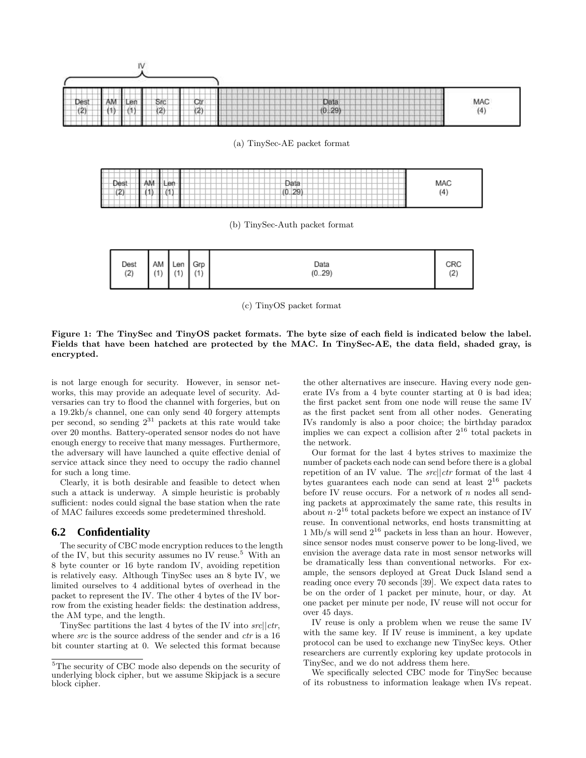| IV | | | | | | |
|---|---|---|---|---|---|---|
| Dest (2) | AM (1) | Len (1) | Src (2) | Ctr (2) | Data (0..29) | MAC (4) |

(a) TinySec-AE packet format

| Dest (2) | AM (1) | Len (1) | Data (0..29) | MAC (4) |
|---|---|---|---|---|

(b) TinySec-Auth packet format

| Dest (2) | AM (1) | Len (1) | Grp (1) | Data (0..29) | CRC (2) |
|---|---|---|---|---|---|

(c) TinyOS packet format

**Figure 1: The TinySec and TinyOS packet formats. The byte size of each field is indicated below the label. Fields that have been hatched are protected by the MAC. In TinySec-AE, the data field, shaded gray, is encrypted.**

is not large enough for security. However, in sensor networks, this may provide an adequate level of security. Adversaries can try to flood the channel with forgeries, but on a 19.2kb/s channel, one can only send 40 forgery attempts per second, so sending $2^{31}$ packets at this rate would take over 20 months. Battery-operated sensor nodes do not have enough energy to receive that many messages. Furthermore, the adversary will have launched a quite effective denial of service attack since they need to occupy the radio channel for such a long time.

Clearly, it is both desirable and feasible to detect when such a attack is underway. A simple heuristic is probably sufficient: nodes could signal the base station when the rate of MAC failures exceeds some predetermined threshold.

## 6.2 Confidentiality

The security of CBC mode encryption reduces to the length of the IV, but this security assumes no IV reuse.[5] With an 8 byte counter or 16 byte random IV, avoiding repetition is relatively easy. Although TinySec uses an 8 byte IV, we limited ourselves to 4 additional bytes of overhead in the packet to represent the IV. The other 4 bytes of the IV borrow from the existing header fields: the destination address, the AM type, and the length.

TinySec partitions the last 4 bytes of the IV into *src*||*ctr*, where *src* is the source address of the sender and *ctr* is a 16 bit counter starting at 0. We selected this format because the other alternatives are insecure. Having every node generate IVs from a 4 byte counter starting at 0 is bad idea; the first packet sent from one node will reuse the same IV as the first packet sent from all other nodes. Generating IVs randomly is also a poor choice; the birthday paradox implies we can expect a collision after $2^{16}$ total packets in the network.

Our format for the last 4 bytes strives to maximize the number of packets each node can send before there is a global repetition of an IV value. The *src*||*ctr* format of the last 4 bytes guarantees each node can send at least $2^{16}$ packets before IV reuse occurs. For a network of $n$ nodes all sending packets at approximately the same rate, this results in about $n \cdot 2^{16}$ total packets before we expect an instance of IV reuse. In conventional networks, end hosts transmitting at 1 Mb/s will send $2^{16}$ packets in less than an hour. However, since sensor nodes must conserve power to be long-lived, we envision the average data rate in most sensor networks will be dramatically less than conventional networks. For example, the sensors deployed at Great Duck Island send a reading once every 70 seconds [39]. We expect data rates to be on the order of 1 packet per minute, hour, or day. At one packet per minute per node, IV reuse will not occur for over 45 days.

IV reuse is only a problem when we reuse the same IV with the same key. If IV reuse is imminent, a key update protocol can be used to exchange new TinySec keys. Other researchers are currently exploring key update protocols in TinySec, and we do not address them here.

We specifically selected CBC mode for TinySec because of its robustness to information leakage when IVs repeat.

[5] The security of CBC mode also depends on the security of underlying block cipher, but we assume Skipjack is a secure block cipher.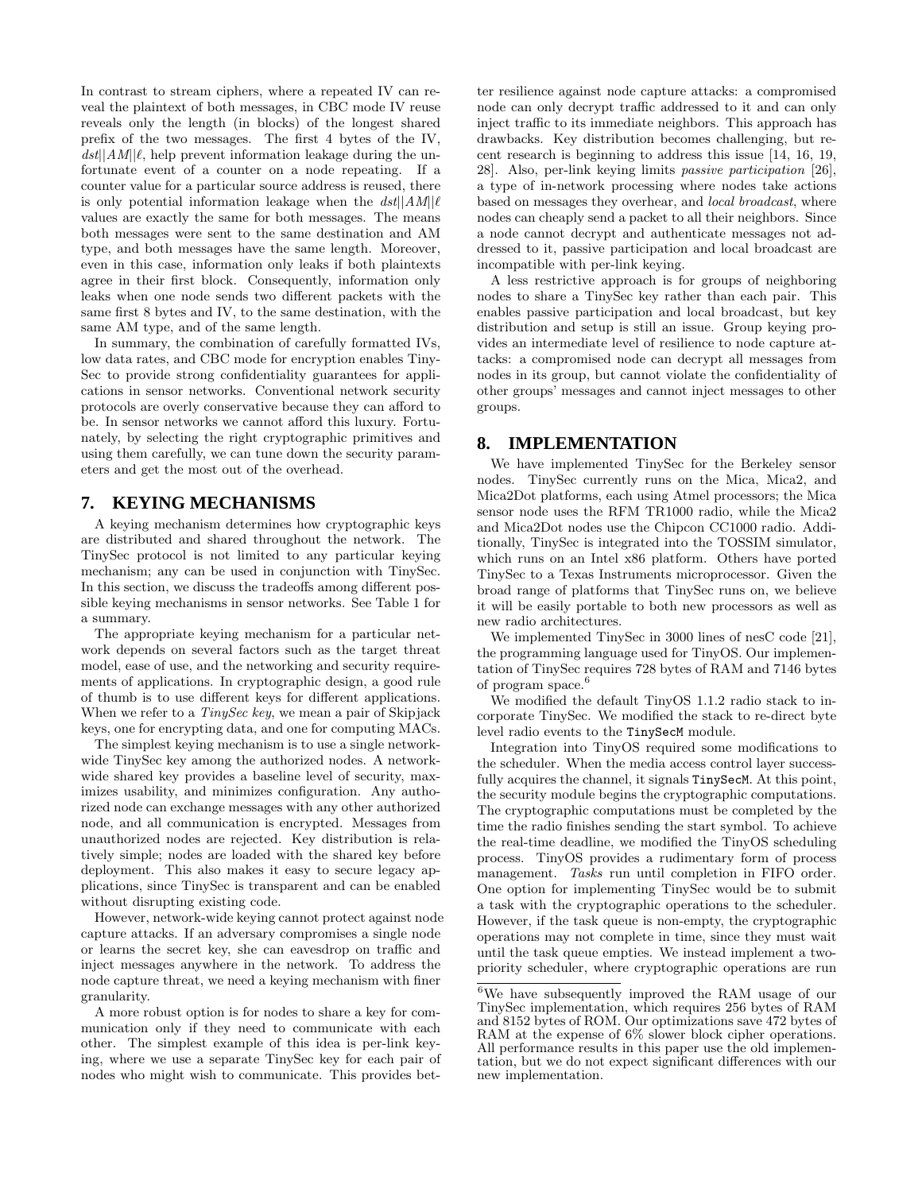In contrast to stream ciphers, where a repeated IV can reveal the plaintext of both messages, in CBC mode IV reuse reveals only the length (in blocks) of the longest shared prefix of the two messages. The first 4 bytes of the IV, $dst||AM||\ell$, help prevent information leakage during the unfortunate event of a counter on a node repeating. If a counter value for a particular source address is reused, there is only potential information leakage when the $dst||AM||\ell$ values are exactly the same for both messages. The means both messages were sent to the same destination and AM type, and both messages have the same length. Moreover, even in this case, information only leaks if both plaintexts agree in their first block. Consequently, information only leaks when one node sends two different packets with the same first 8 bytes and IV, to the same destination, with the same AM type, and of the same length.

In summary, the combination of carefully formatted IVs, low data rates, and CBC mode for encryption enables TinySec to provide strong confidentiality guarantees for applications in sensor networks. Conventional network security protocols are overly conservative because they can afford to be. In sensor networks we cannot afford this luxury. Fortunately, by selecting the right cryptographic primitives and using them carefully, we can tune down the security parameters and get the most out of the overhead.

## 7. KEYING MECHANISMS

A keying mechanism determines how cryptographic keys are distributed and shared throughout the network. The TinySec protocol is not limited to any particular keying mechanism; any can be used in conjunction with TinySec. In this section, we discuss the tradeoffs among different possible keying mechanisms in sensor networks. See Table 1 for a summary.

The appropriate keying mechanism for a particular network depends on several factors such as the target threat model, ease of use, and the networking and security requirements of applications. In cryptographic design, a good rule of thumb is to use different keys for different applications. When we refer to a *TinySec key*, we mean a pair of Skipjack keys, one for encrypting data, and one for computing MACs.

The simplest keying mechanism is to use a single network-wide TinySec key among the authorized nodes. A network-wide shared key provides a baseline level of security, maximizes usability, and minimizes configuration. Any authorized node can exchange messages with any other authorized node, and all communication is encrypted. Messages from unauthorized nodes are rejected. Key distribution is relatively simple; nodes are loaded with the shared key before deployment. This also makes it easy to secure legacy applications, since TinySec is transparent and can be enabled without disrupting existing code.

However, network-wide keying cannot protect against node capture attacks. If an adversary compromises a single node or learns the secret key, she can eavesdrop on traffic and inject messages anywhere in the network. To address the node capture threat, we need a keying mechanism with finer granularity.

A more robust option is for nodes to share a key for communication only if they need to communicate with each other. The simplest example of this idea is per-link keying, where we use a separate TinySec key for each pair of nodes who might wish to communicate. This provides better resilience against node capture attacks: a compromised node can only decrypt traffic addressed to it and can only inject traffic to its immediate neighbors. This approach has drawbacks. Key distribution becomes challenging, but recent research is beginning to address this issue [14, 16, 19, 28]. Also, per-link keying limits *passive participation* [26], a type of in-network processing where nodes take actions based on messages they overhear, and *local broadcast*, where nodes can cheaply send a packet to all their neighbors. Since a node cannot decrypt and authenticate messages not addressed to it, passive participation and local broadcast are incompatible with per-link keying.

A less restrictive approach is for groups of neighboring nodes to share a TinySec key rather than each pair. This enables passive participation and local broadcast, but key distribution and setup is still an issue. Group keying provides an intermediate level of resilience to node capture attacks: a compromised node can decrypt all messages from nodes in its group, but cannot violate the confidentiality of other groups' messages and cannot inject messages to other groups.

## 8. IMPLEMENTATION

We have implemented TinySec for the Berkeley sensor nodes. TinySec currently runs on the Mica, Mica2, and Mica2Dot platforms, each using Atmel processors; the Mica sensor node uses the RFM TR1000 radio, while the Mica2 and Mica2Dot nodes use the Chipcon CC1000 radio. Additionally, TinySec is integrated into the TOSSIM simulator, which runs on an Intel x86 platform. Others have ported TinySec to a Texas Instruments microprocessor. Given the broad range of platforms that TinySec runs on, we believe it will be easily portable to both new processors as well as new radio architectures.

We implemented TinySec in 3000 lines of nesC code [21], the programming language used for TinyOS. Our implementation of TinySec requires 728 bytes of RAM and 7146 bytes of program space.[6]

We modified the default TinyOS 1.1.2 radio stack to incorporate TinySec. We modified the stack to re-direct byte level radio events to the `TinySecM` module.

Integration into TinyOS required some modifications to the scheduler. When the media access control layer successfully acquires the channel, it signals `TinySecM`. At this point, the security module begins the cryptographic computations. The cryptographic computations must be completed by the time the radio finishes sending the start symbol. To achieve the real-time deadline, we modified the TinyOS scheduling process. TinyOS provides a rudimentary form of process management. *Tasks* run until completion in FIFO order. One option for implementing TinySec would be to submit a task with the cryptographic operations to the scheduler. However, if the task queue is non-empty, the cryptographic operations may not complete in time, since they must wait until the task queue empties. We instead implement a two-priority scheduler, where cryptographic operations are run

[6] We have subsequently improved the RAM usage of our TinySec implementation, which requires 256 bytes of RAM and 8152 bytes of ROM. Our optimizations save 472 bytes of RAM at the expense of 6% slower block cipher operations. All performance results in this paper use the old implementation, but we do not expect significant differences with our new implementation.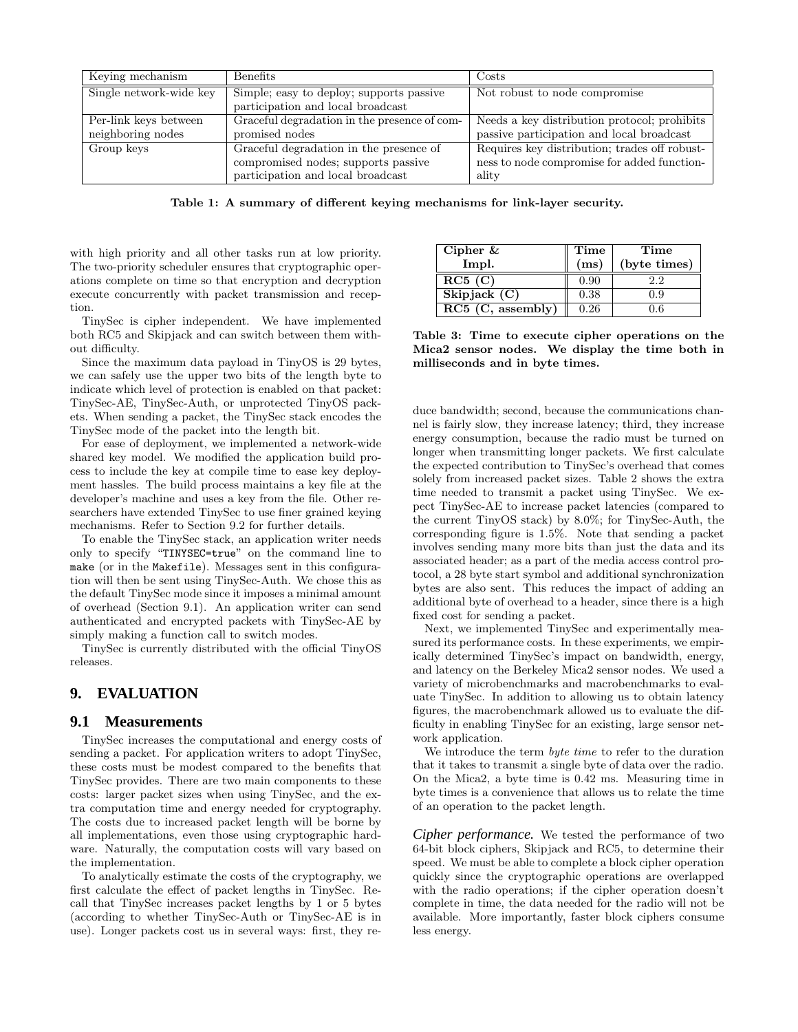| Keying mechanism | Benefits | Costs |
|---|---|---|
| Single network-wide key | Simple; easy to deploy; supports passive participation and local broadcast | Not robust to node compromise |
| Per-link keys between neighboring nodes | Graceful degradation in the presence of compromised nodes | Needs a key distribution protocol; prohibits passive participation and local broadcast |
| Group keys | Graceful degradation in the presence of compromised nodes; supports passive participation and local broadcast | Requires key distribution; trades off robustness to node compromise for added functionality |

**Table 1: A summary of different keying mechanisms for link-layer security.**

with high priority and all other tasks run at low priority. The two-priority scheduler ensures that cryptographic operations complete on time so that encryption and decryption execute concurrently with packet transmission and reception.

TinySec is cipher independent. We have implemented both RC5 and Skipjack and can switch between them without difficulty.

Since the maximum data payload in TinyOS is 29 bytes, we can safely use the upper two bits of the length byte to indicate which level of protection is enabled on that packet: TinySec-AE, TinySec-Auth, or unprotected TinyOS packets. When sending a packet, the TinySec stack encodes the TinySec mode of the packet into the length bit.

For ease of deployment, we implemented a network-wide shared key model. We modified the application build process to include the key at compile time to ease key deployment hassles. The build process maintains a key file at the developer's machine and uses a key from the file. Other researchers have extended TinySec to use finer grained keying mechanisms. Refer to Section 9.2 for further details.

To enable the TinySec stack, an application writer needs only to specify "`TINYSEC=true`" on the command line to `make` (or in the `Makefile`). Messages sent in this configuration will then be sent using TinySec-Auth. We chose this as the default TinySec mode since it imposes a minimal amount of overhead (Section 9.1). An application writer can send authenticated and encrypted packets with TinySec-AE by simply making a function call to switch modes.

TinySec is currently distributed with the official TinyOS releases.

## 9. EVALUATION

### 9.1 Measurements

TinySec increases the computational and energy costs of sending a packet. For application writers to adopt TinySec, these costs must be modest compared to the benefits that TinySec provides. There are two main components to these costs: larger packet sizes when using TinySec, and the extra computation time and energy needed for cryptography. The costs due to increased packet length will be borne by all implementations, even those using cryptographic hardware. Naturally, the computation costs will vary based on the implementation.

To analytically estimate the costs of the cryptography, we first calculate the effect of packet lengths in TinySec. Recall that TinySec increases packet lengths by 1 or 5 bytes (according to whether TinySec-Auth or TinySec-AE is in use). Longer packets cost us in several ways: first, they reduce bandwidth; second, because the communications channel is fairly slow, they increase latency; third, they increase energy consumption, because the radio must be turned on longer when transmitting longer packets. We first calculate the expected contribution to TinySec's overhead that comes solely from increased packet sizes. Table 2 shows the extra time needed to transmit a packet using TinySec. We expect TinySec-AE to increase packet latencies (compared to the current TinyOS stack) by 8.0%; for TinySec-Auth, the corresponding figure is 1.5%. Note that sending a packet involves sending many more bits than just the data and its associated header; as a part of the media access control protocol, a 28 byte start symbol and additional synchronization bytes are also sent. This reduces the impact of adding an additional byte of overhead to a header, since there is a high fixed cost for sending a packet.

| Cipher & Impl. | Time (ms) | Time (byte times) |
|---|---|---|
| **RC5 (C)** | 0.90 | 2.2 |
| **Skipjack (C)** | 0.38 | 0.9 |
| **RC5 (C, assembly)** | 0.26 | 0.6 |

**Table 3: Time to execute cipher operations on the Mica2 sensor nodes. We display the time both in milliseconds and in byte times.**

Next, we implemented TinySec and experimentally measured its performance costs. In these experiments, we empirically determined TinySec's impact on bandwidth, energy, and latency on the Berkeley Mica2 sensor nodes. We used a variety of microbenchmarks and macrobenchmarks to evaluate TinySec. In addition to allowing us to obtain latency figures, the macrobenchmark allowed us to evaluate the difficulty in enabling TinySec for an existing, large sensor network application.

We introduce the term *byte time* to refer to the duration that it takes to transmit a single byte of data over the radio. On the Mica2, a byte time is 0.42 ms. Measuring time in byte times is a convenience that allows us to relate the time of an operation to the packet length.

***Cipher performance.*** We tested the performance of two 64-bit block ciphers, Skipjack and RC5, to determine their speed. We must be able to complete a block cipher operation quickly since the cryptographic operations are overlapped with the radio operations; if the cipher operation doesn't complete in time, the data needed for the radio will not be available. More importantly, faster block ciphers consume less energy.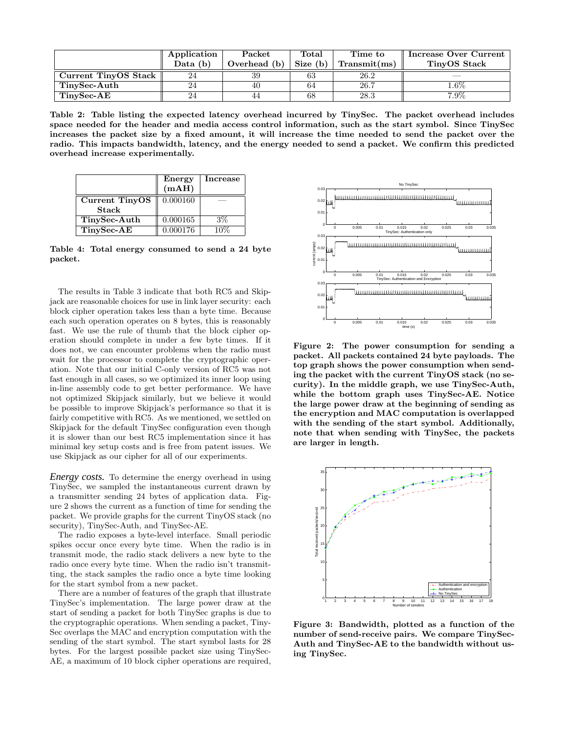| | Application Data (b) | Packet Overhead (b) | Total Size (b) | Time to Transmit(ms) | Increase Over Current TinyOS Stack |
|---|---|---|---|---|---|
| **Current TinyOS Stack** | 24 | 39 | 63 | 26.2 | — |
| **TinySec-Auth** | 24 | 40 | 64 | 26.7 | 1.6% |
| **TinySec-AE** | 24 | 44 | 68 | 28.3 | 7.9% |

**Table 2: Table listing the expected latency overhead incurred by TinySec. The packet overhead includes space needed for the header and media access control information, such as the start symbol. Since TinySec increases the packet size by a fixed amount, it will increase the time needed to send the packet over the radio. This impacts bandwidth, latency, and the energy needed to send a packet. We confirm this predicted overhead increase experimentally.**

| | Energy (mAH) | Increase |
|---|---|---|
| **Current TinyOS Stack** | 0.000160 | — |
| **TinySec-Auth** | 0.000165 | 3% |
| **TinySec-AE** | 0.000176 | 10% |

**Table 4: Total energy consumed to send a 24 byte packet.**

The results in Table 3 indicate that both RC5 and Skipjack are reasonable choices for use in link layer security: each block cipher operation takes less than a byte time. Because each such operation operates on 8 bytes, this is reasonably fast. We use the rule of thumb that the block cipher operation should complete in under a few byte times. If it does not, we can encounter problems when the radio must wait for the processor to complete the cryptographic operation. Note that our initial C-only version of RC5 was not fast enough in all cases, so we optimized its inner loop using in-line assembly code to get better performance. We have not optimized Skipjack similarly, but we believe it would be possible to improve Skipjack's performance so that it is fairly competitive with RC5. As we mentioned, we settled on Skipjack for the default TinySec configuration even though it is slower than our best RC5 implementation since it has minimal key setup costs and is free from patent issues. We use Skipjack as our cipher for all of our experiments.

*Energy costs.* To determine the energy overhead in using TinySec, we sampled the instantaneous current drawn by a transmitter sending 24 bytes of application data. Figure 2 shows the current as a function of time for sending the packet. We provide graphs for the current TinyOS stack (no security), TinySec-Auth, and TinySec-AE.

The radio exposes a byte-level interface. Small periodic spikes occur once every byte time. When the radio is in transmit mode, the radio stack delivers a new byte to the radio once every byte time. When the radio isn't transmitting, the stack samples the radio once a byte time looking for the start symbol from a new packet.

There are a number of features of the graph that illustrate TinySec's implementation. The large power draw at the start of sending a packet for both TinySec graphs is due to the cryptographic operations. When sending a packet, TinySec overlaps the MAC and encryption computation with the sending of the start symbol. The start symbol lasts for 28 bytes. For the largest possible packet size using TinySec-AE, a maximum of 10 block cipher operations are required,

**Figure 2: The power consumption for sending a packet. All packets contained 24 byte payloads. The top graph shows the power consumption when sending the packet with the current TinyOS stack (no security). In the middle graph, we use TinySec-Auth, while the bottom graph uses TinySec-AE. Notice the large power draw at the beginning of sending as the encryption and MAC computation is overlapped with the sending of the start symbol. Additionally, note that when sending with TinySec, the packets are larger in length.**

**Figure 3: Bandwidth, plotted as a function of the number of send-receive pairs. We compare TinySec-Auth and TinySec-AE to the bandwidth without using TinySec.**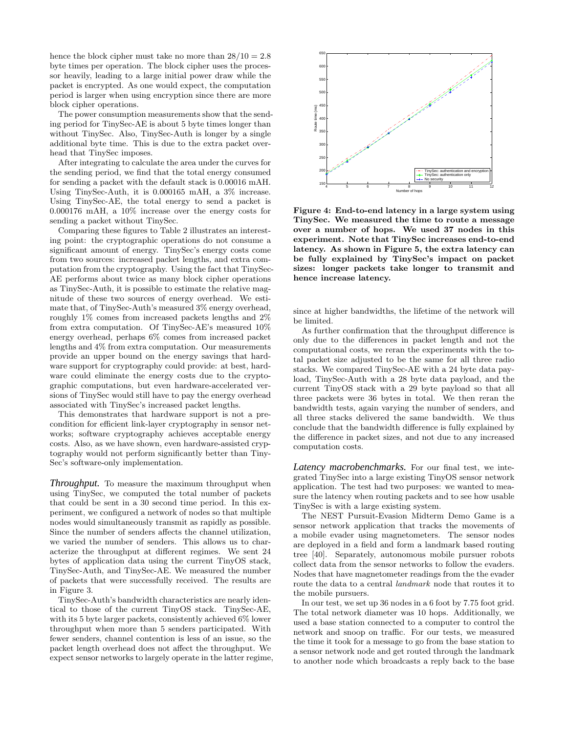hence the block cipher must take no more than $28/10 = 2.8$ byte times per operation. The block cipher uses the processor heavily, leading to a large initial power draw while the packet is encrypted. As one would expect, the computation period is larger when using encryption since there are more block cipher operations.

The power consumption measurements show that the sending period for TinySec-AE is about 5 byte times longer than without TinySec. Also, TinySec-Auth is longer by a single additional byte time. This is due to the extra packet overhead that TinySec imposes.

After integrating to calculate the area under the curves for the sending period, we find that the total energy consumed for sending a packet with the default stack is 0.00016 mAH. Using TinySec-Auth, it is 0.000165 mAH, a 3% increase. Using TinySec-AE, the total energy to send a packet is 0.000176 mAH, a 10% increase over the energy costs for sending a packet without TinySec.

Comparing these figures to Table 2 illustrates an interesting point: the cryptographic operations do not consume a significant amount of energy. TinySec's energy costs come from two sources: increased packet lengths, and extra computation from the cryptography. Using the fact that TinySec-AE performs about twice as many block cipher operations as TinySec-Auth, it is possible to estimate the relative magnitude of these two sources of energy overhead. We estimate that, of TinySec-Auth's measured 3% energy overhead, roughly 1% comes from increased packets lengths and 2% from extra computation. Of TinySec-AE's measured 10% energy overhead, perhaps 6% comes from increased packet lengths and 4% from extra computation. Our measurements provide an upper bound on the energy savings that hardware support for cryptography could provide: at best, hardware could eliminate the energy costs due to the cryptographic computations, but even hardware-accelerated versions of TinySec would still have to pay the energy overhead associated with TinySec's increased packet lengths.

This demonstrates that hardware support is not a precondition for efficient link-layer cryptography in sensor networks; software cryptography achieves acceptable energy costs. Also, as we have shown, even hardware-assisted cryptography would not perform significantly better than TinySec's software-only implementation.

***Throughput.*** To measure the maximum throughput when using TinySec, we computed the total number of packets that could be sent in a 30 second time period. In this experiment, we configured a network of nodes so that multiple nodes would simultaneously transmit as rapidly as possible. Since the number of senders affects the channel utilization, we varied the number of senders. This allows us to characterize the throughput at different regimes. We sent 24 bytes of application data using the current TinyOS stack, TinySec-Auth, and TinySec-AE. We measured the number of packets that were successfully received. The results are in Figure 3.

TinySec-Auth's bandwidth characteristics are nearly identical to those of the current TinyOS stack. TinySec-AE, with its 5 byte larger packets, consistently achieved 6% lower throughput when more than 5 senders participated. With fewer senders, channel contention is less of an issue, so the packet length overhead does not affect the throughput. We expect sensor networks to largely operate in the latter regime, since at higher bandwidths, the lifetime of the network will be limited.

As further confirmation that the throughput difference is only due to the differences in packet length and not the computational costs, we reran the experiments with the total packet size adjusted to be the same for all three radio stacks. We compared TinySec-AE with a 24 byte data payload, TinySec-Auth with a 28 byte data payload, and the current TinyOS stack with a 29 byte payload so that all three packets were 36 bytes in total. We then reran the bandwidth tests, again varying the number of senders, and all three stacks delivered the same bandwidth. We thus conclude that the bandwidth difference is fully explained by the difference in packet sizes, and not due to any increased computation costs.

**Figure 4: End-to-end latency in a large system using TinySec. We measured the time to route a message over a number of hops. We used 37 nodes in this experiment. Note that TinySec increases end-to-end latency. As shown in Figure 5, the extra latency can be fully explained by TinySec's impact on packet sizes: longer packets take longer to transmit and hence increase latency.**

***Latency macrobenchmarks.*** For our final test, we integrated TinySec into a large existing TinyOS sensor network application. The test had two purposes: we wanted to measure the latency when routing packets and to see how usable TinySec is with a large existing system.

The NEST Pursuit-Evasion Midterm Demo Game is a sensor network application that tracks the movements of a mobile evader using magnetometers. The sensor nodes are deployed in a field and form a landmark based routing tree [40]. Separately, autonomous mobile pursuer robots collect data from the sensor networks to follow the evaders. Nodes that have magnetometer readings from the the evader route the data to a central *landmark* node that routes it to the mobile pursuers.

In our test, we set up 36 nodes in a 6 foot by 7.75 foot grid. The total network diameter was 10 hops. Additionally, we used a base station connected to a computer to control the network and snoop on traffic. For our tests, we measured the time it took for a message to go from the base station to a sensor network node and get routed through the landmark to another node which broadcasts a reply back to the base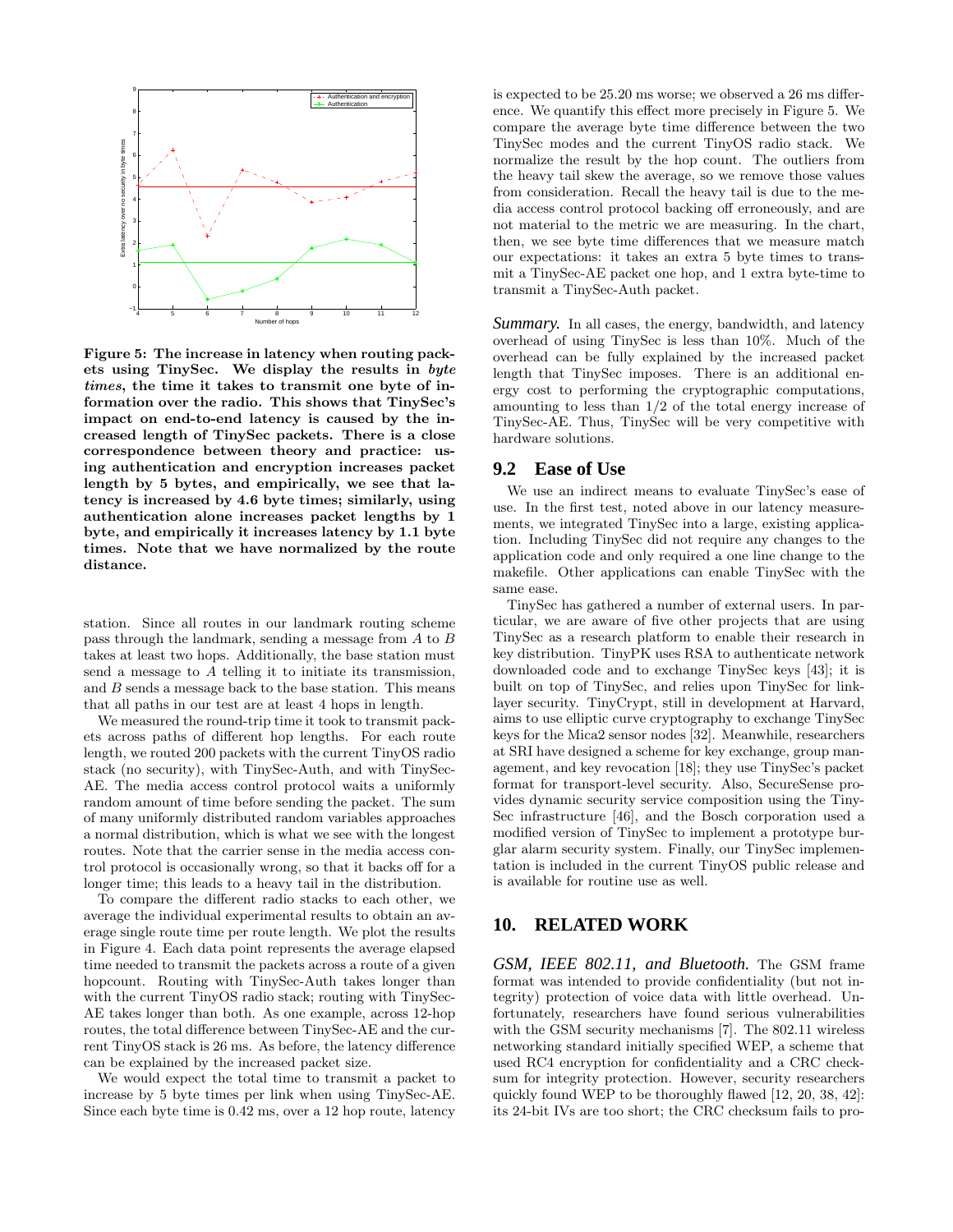**Figure 5: The increase in latency when routing packets using TinySec. We display the results in *byte times*, the time it takes to transmit one byte of information over the radio. This shows that TinySec's impact on end-to-end latency is caused by the increased length of TinySec packets. There is a close correspondence between theory and practice: using authentication and encryption increases packet length by 5 bytes, and empirically, we see that latency is increased by 4.6 byte times; similarly, using authentication alone increases packet lengths by 1 byte, and empirically it increases latency by 1.1 byte times. Note that we have normalized by the route distance.**

station. Since all routes in our landmark routing scheme pass through the landmark, sending a message from $A$ to $B$ takes at least two hops. Additionally, the base station must send a message to $A$ telling it to initiate its transmission, and $B$ sends a message back to the base station. This means that all paths in our test are at least 4 hops in length.

We measured the round-trip time it took to transmit packets across paths of different hop lengths. For each route length, we routed 200 packets with the current TinyOS radio stack (no security), with TinySec-Auth, and with TinySec-AE. The media access control protocol waits a uniformly random amount of time before sending the packet. The sum of many uniformly distributed random variables approaches a normal distribution, which is what we see with the longest routes. Note that the carrier sense in the media access control protocol is occasionally wrong, so that it backs off for a longer time; this leads to a heavy tail in the distribution.

To compare the different radio stacks to each other, we average the individual experimental results to obtain an average single route time per route length. We plot the results in Figure 4. Each data point represents the average elapsed time needed to transmit the packets across a route of a given hopcount. Routing with TinySec-Auth takes longer than with the current TinyOS radio stack; routing with TinySec-AE takes longer than both. As one example, across 12-hop routes, the total difference between TinySec-AE and the current TinyOS stack is 26 ms. As before, the latency difference can be explained by the increased packet size.

We would expect the total time to transmit a packet to increase by 5 byte times per link when using TinySec-AE. Since each byte time is 0.42 ms, over a 12 hop route, latency is expected to be 25.20 ms worse; we observed a 26 ms difference. We quantify this effect more precisely in Figure 5. We compare the average byte time difference between the two TinySec modes and the current TinyOS radio stack. We normalize the result by the hop count. The outliers from the heavy tail skew the average, so we remove those values from consideration. Recall the heavy tail is due to the media access control protocol backing off erroneously, and are not material to the metric we are measuring. In the chart, then, we see byte time differences that we measure match our expectations: it takes an extra 5 byte times to transmit a TinySec-AE packet one hop, and 1 extra byte-time to transmit a TinySec-Auth packet.

***Summary.*** In all cases, the energy, bandwidth, and latency overhead of using TinySec is less than 10%. Much of the overhead can be fully explained by the increased packet length that TinySec imposes. There is an additional energy cost to performing the cryptographic computations, amounting to less than 1/2 of the total energy increase of TinySec-AE. Thus, TinySec will be very competitive with hardware solutions.

## 9.2 Ease of Use

We use an indirect means to evaluate TinySec's ease of use. In the first test, noted above in our latency measurements, we integrated TinySec into a large, existing application. Including TinySec did not require any changes to the application code and only required a one line change to the makefile. Other applications can enable TinySec with the same ease.

TinySec has gathered a number of external users. In particular, we are aware of five other projects that are using TinySec as a research platform to enable their research in key distribution. TinyPK uses RSA to authenticate network downloaded code and to exchange TinySec keys [43]; it is built on top of TinySec, and relies upon TinySec for link-layer security. TinyCrypt, still in development at Harvard, aims to use elliptic curve cryptography to exchange TinySec keys for the Mica2 sensor nodes [32]. Meanwhile, researchers at SRI have designed a scheme for key exchange, group management, and key revocation [18]; they use TinySec's packet format for transport-level security. Also, SecureSense provides dynamic security service composition using the TinySec infrastructure [46], and the Bosch corporation used a modified version of TinySec to implement a prototype burglar alarm security system. Finally, our TinySec implementation is included in the current TinyOS public release and is available for routine use as well.

# 10. RELATED WORK

***GSM, IEEE 802.11, and Bluetooth.*** The GSM frame format was intended to provide confidentiality (but not integrity) protection of voice data with little overhead. Unfortunately, researchers have found serious vulnerabilities with the GSM security mechanisms [7]. The 802.11 wireless networking standard initially specified WEP, a scheme that used RC4 encryption for confidentiality and a CRC checksum for integrity protection. However, security researchers quickly found WEP to be thoroughly flawed [12, 20, 38, 42]: its 24-bit IVs are too short; the CRC checksum fails to pro-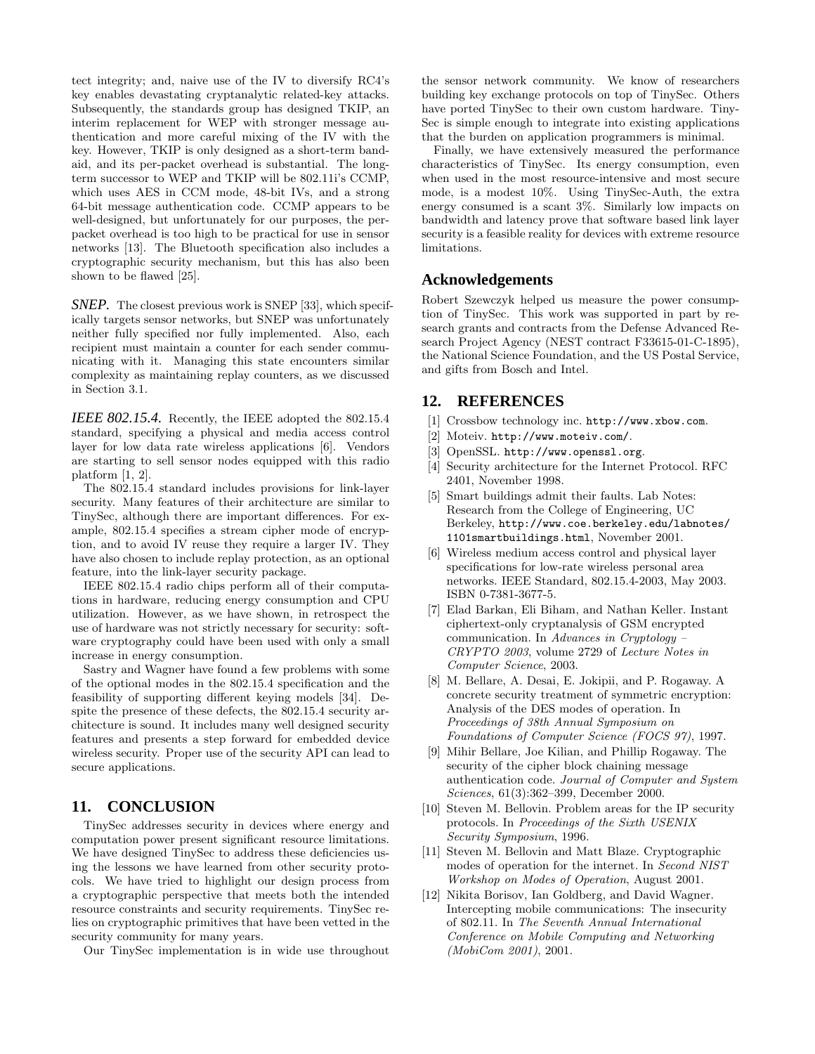tect integrity; and, naive use of the IV to diversify RC4's key enables devastating cryptanalytic related-key attacks. Subsequently, the standards group has designed TKIP, an interim replacement for WEP with stronger message authentication and more careful mixing of the IV with the key. However, TKIP is only designed as a short-term band-aid, and its per-packet overhead is substantial. The long-term successor to WEP and TKIP will be 802.11i's CCMP, which uses AES in CCM mode, 48-bit IVs, and a strong 64-bit message authentication code. CCMP appears to be well-designed, but unfortunately for our purposes, the per-packet overhead is too high to be practical for use in sensor networks [13]. The Bluetooth specification also includes a cryptographic security mechanism, but this has also been shown to be flawed [25].

***SNEP.*** The closest previous work is SNEP [33], which specifically targets sensor networks, but SNEP was unfortunately neither fully specified nor fully implemented. Also, each recipient must maintain a counter for each sender communicating with it. Managing this state encounters similar complexity as maintaining replay counters, as we discussed in Section 3.1.

***IEEE 802.15.4.*** Recently, the IEEE adopted the 802.15.4 standard, specifying a physical and media access control layer for low data rate wireless applications [6]. Vendors are starting to sell sensor nodes equipped with this radio platform [1, 2].

The 802.15.4 standard includes provisions for link-layer security. Many features of their architecture are similar to TinySec, although there are important differences. For example, 802.15.4 specifies a stream cipher mode of encryption, and to avoid IV reuse they require a larger IV. They have also chosen to include replay protection, as an optional feature, into the link-layer security package.

IEEE 802.15.4 radio chips perform all of their computations in hardware, reducing energy consumption and CPU utilization. However, as we have shown, in retrospect the use of hardware was not strictly necessary for security: software cryptography could have been used with only a small increase in energy consumption.

Sastry and Wagner have found a few problems with some of the optional modes in the 802.15.4 specification and the feasibility of supporting different keying models [34]. Despite the presence of these defects, the 802.15.4 security architecture is sound. It includes many well designed security features and presents a step forward for embedded device wireless security. Proper use of the security API can lead to secure applications.

## 11. CONCLUSION

TinySec addresses security in devices where energy and computation power present significant resource limitations. We have designed TinySec to address these deficiencies using the lessons we have learned from other security protocols. We have tried to highlight our design process from a cryptographic perspective that meets both the intended resource constraints and security requirements. TinySec relies on cryptographic primitives that have been vetted in the security community for many years.

Our TinySec implementation is in wide use throughout the sensor network community. We know of researchers building key exchange protocols on top of TinySec. Others have ported TinySec to their own custom hardware. TinySec is simple enough to integrate into existing applications that the burden on application programmers is minimal.

Finally, we have extensively measured the performance characteristics of TinySec. Its energy consumption, even when used in the most resource-intensive and most secure mode, is a modest 10%. Using TinySec-Auth, the extra energy consumed is a scant 3%. Similarly low impacts on bandwidth and latency prove that software based link layer security is a feasible reality for devices with extreme resource limitations.

## Acknowledgements

Robert Szewczyk helped us measure the power consumption of TinySec. This work was supported in part by research grants and contracts from the Defense Advanced Research Project Agency (NEST contract F33615-01-C-1895), the National Science Foundation, and the US Postal Service, and gifts from Bosch and Intel.

## 12. REFERENCES

[1] Crossbow technology inc. `http://www.xbow.com`.

[2] Moteiv. `http://www.moteiv.com/`.

[3] OpenSSL. `http://www.openssl.org`.

[4] Security architecture for the Internet Protocol. RFC 2401, November 1998.

[5] Smart buildings admit their faults. Lab Notes: Research from the College of Engineering, UC Berkeley, `http://www.coe.berkeley.edu/labnotes/1101smartbuildings.html`, November 2001.

[6] Wireless medium access control and physical layer specifications for low-rate wireless personal area networks. IEEE Standard, 802.15.4-2003, May 2003. ISBN 0-7381-3677-5.

[7] Elad Barkan, Eli Biham, and Nathan Keller. Instant ciphertext-only cryptanalysis of GSM encrypted communication. In *Advances in Cryptology – CRYPTO 2003*, volume 2729 of *Lecture Notes in Computer Science*, 2003.

[8] M. Bellare, A. Desai, E. Jokipii, and P. Rogaway. A concrete security treatment of symmetric encryption: Analysis of the DES modes of operation. In *Proceedings of 38th Annual Symposium on Foundations of Computer Science (FOCS 97)*, 1997.

[9] Mihir Bellare, Joe Kilian, and Phillip Rogaway. The security of the cipher block chaining message authentication code. *Journal of Computer and System Sciences*, 61(3):362–399, December 2000.

[10] Steven M. Bellovin. Problem areas for the IP security protocols. In *Proceedings of the Sixth USENIX Security Symposium*, 1996.

[11] Steven M. Bellovin and Matt Blaze. Cryptographic modes of operation for the internet. In *Second NIST Workshop on Modes of Operation*, August 2001.

[12] Nikita Borisov, Ian Goldberg, and David Wagner. Intercepting mobile communications: The insecurity of 802.11. In *The Seventh Annual International Conference on Mobile Computing and Networking (MobiCom 2001)*, 2001.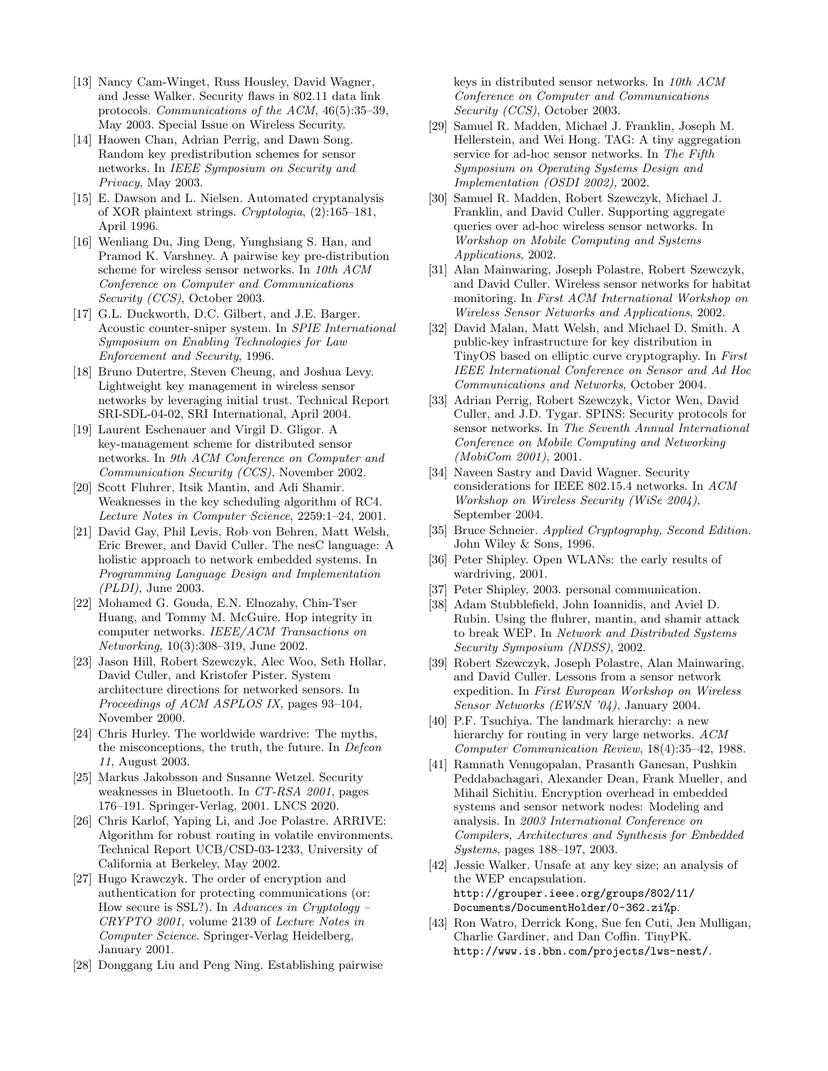[13] Nancy Cam-Winget, Russ Housley, David Wagner, and Jesse Walker. Security flaws in 802.11 data link protocols. *Communications of the ACM*, 46(5):35–39, May 2003. Special Issue on Wireless Security.

[14] Haowen Chan, Adrian Perrig, and Dawn Song. Random key predistribution schemes for sensor networks. In *IEEE Symposium on Security and Privacy*, May 2003.

[15] E. Dawson and L. Nielsen. Automated cryptanalysis of XOR plaintext strings. *Cryptologia*, (2):165–181, April 1996.

[16] Wenliang Du, Jing Deng, Yunghsiang S. Han, and Pramod K. Varshney. A pairwise key pre-distribution scheme for wireless sensor networks. In *10th ACM Conference on Computer and Communications Security (CCS)*, October 2003.

[17] G.L. Duckworth, D.C. Gilbert, and J.E. Barger. Acoustic counter-sniper system. In *SPIE International Symposium on Enabling Technologies for Law Enforcement and Security*, 1996.

[18] Bruno Dutertre, Steven Cheung, and Joshua Levy. Lightweight key management in wireless sensor networks by leveraging initial trust. Technical Report SRI-SDL-04-02, SRI International, April 2004.

[19] Laurent Eschenauer and Virgil D. Gligor. A key-management scheme for distributed sensor networks. In *9th ACM Conference on Computer and Communication Security (CCS)*, November 2002.

[20] Scott Fluhrer, Itsik Mantin, and Adi Shamir. Weaknesses in the key scheduling algorithm of RC4. *Lecture Notes in Computer Science*, 2259:1–24, 2001.

[21] David Gay, Phil Levis, Rob von Behren, Matt Welsh, Eric Brewer, and David Culler. The nesC language: A holistic approach to network embedded systems. In *Programming Language Design and Implementation (PLDI)*, June 2003.

[22] Mohamed G. Gouda, E.N. Elnozahy, Chin-Tser Huang, and Tommy M. McGuire. Hop integrity in computer networks. *IEEE/ACM Transactions on Networking*, 10(3):308–319, June 2002.

[23] Jason Hill, Robert Szewczyk, Alec Woo, Seth Hollar, David Culler, and Kristofer Pister. System architecture directions for networked sensors. In *Proceedings of ACM ASPLOS IX*, pages 93–104, November 2000.

[24] Chris Hurley. The worldwide wardrive: The myths, the misconceptions, the truth, the future. In *Defcon 11*, August 2003.

[25] Markus Jakobsson and Susanne Wetzel. Security weaknesses in Bluetooth. In *CT-RSA 2001*, pages 176–191. Springer-Verlag, 2001. LNCS 2020.

[26] Chris Karlof, Yaping Li, and Joe Polastre. ARRIVE: Algorithm for robust routing in volatile environments. Technical Report UCB/CSD-03-1233, University of California at Berkeley, May 2002.

[27] Hugo Krawczyk. The order of encryption and authentication for protecting communications (or: How secure is SSL?). In *Advances in Cryptology – CRYPTO 2001*, volume 2139 of *Lecture Notes in Computer Science*. Springer-Verlag Heidelberg, January 2001.

[28] Donggang Liu and Peng Ning. Establishing pairwise keys in distributed sensor networks. In *10th ACM Conference on Computer and Communications Security (CCS)*, October 2003.

[29] Samuel R. Madden, Michael J. Franklin, Joseph M. Hellerstein, and Wei Hong. TAG: A tiny aggregation service for ad-hoc sensor networks. In *The Fifth Symposium on Operating Systems Design and Implementation (OSDI 2002)*, 2002.

[30] Samuel R. Madden, Robert Szewczyk, Michael J. Franklin, and David Culler. Supporting aggregate queries over ad-hoc wireless sensor networks. In *Workshop on Mobile Computing and Systems Applications*, 2002.

[31] Alan Mainwaring, Joseph Polastre, Robert Szewczyk, and David Culler. Wireless sensor networks for habitat monitoring. In *First ACM International Workshop on Wireless Sensor Networks and Applications*, 2002.

[32] David Malan, Matt Welsh, and Michael D. Smith. A public-key infrastructure for key distribution in TinyOS based on elliptic curve cryptography. In *First IEEE International Conference on Sensor and Ad Hoc Communications and Networks*, October 2004.

[33] Adrian Perrig, Robert Szewczyk, Victor Wen, David Culler, and J.D. Tygar. SPINS: Security protocols for sensor networks. In *The Seventh Annual International Conference on Mobile Computing and Networking (MobiCom 2001)*, 2001.

[34] Naveen Sastry and David Wagner. Security considerations for IEEE 802.15.4 networks. In *ACM Workshop on Wireless Security (WiSe 2004)*, September 2004.

[35] Bruce Schneier. *Applied Cryptography, Second Edition*. John Wiley & Sons, 1996.

[36] Peter Shipley. Open WLANs: the early results of wardriving, 2001.

[37] Peter Shipley, 2003. personal communication.

[38] Adam Stubblefield, John Ioannidis, and Aviel D. Rubin. Using the fluhrer, mantin, and shamir attack to break WEP. In *Network and Distributed Systems Security Symposium (NDSS)*, 2002.

[39] Robert Szewczyk, Joseph Polastre, Alan Mainwaring, and David Culler. Lessons from a sensor network expedition. In *First European Workshop on Wireless Sensor Networks (EWSN '04)*, January 2004.

[40] P.F. Tsuchiya. The landmark hierarchy: a new hierarchy for routing in very large networks. *ACM Computer Communication Review*, 18(4):35–42, 1988.

[41] Ramnath Venugopalan, Prasanth Ganesan, Pushkin Peddabachagari, Alexander Dean, Frank Mueller, and Mihail Sichitiu. Encryption overhead in embedded systems and sensor network nodes: Modeling and analysis. In *2003 International Conference on Compilers, Architectures and Synthesis for Embedded Systems*, pages 188–197, 2003.

[42] Jessie Walker. Unsafe at any key size; an analysis of the WEP encapsulation. `http://grouper.ieee.org/groups/802/11/Documents/DocumentHolder/0-362.zi%p`.

[43] Ron Watro, Derrick Kong, Sue fen Cuti, Jen Mulligan, Charlie Gardiner, and Dan Coffin. TinyPK. `http://www.is.bbn.com/projects/lws-nest/`.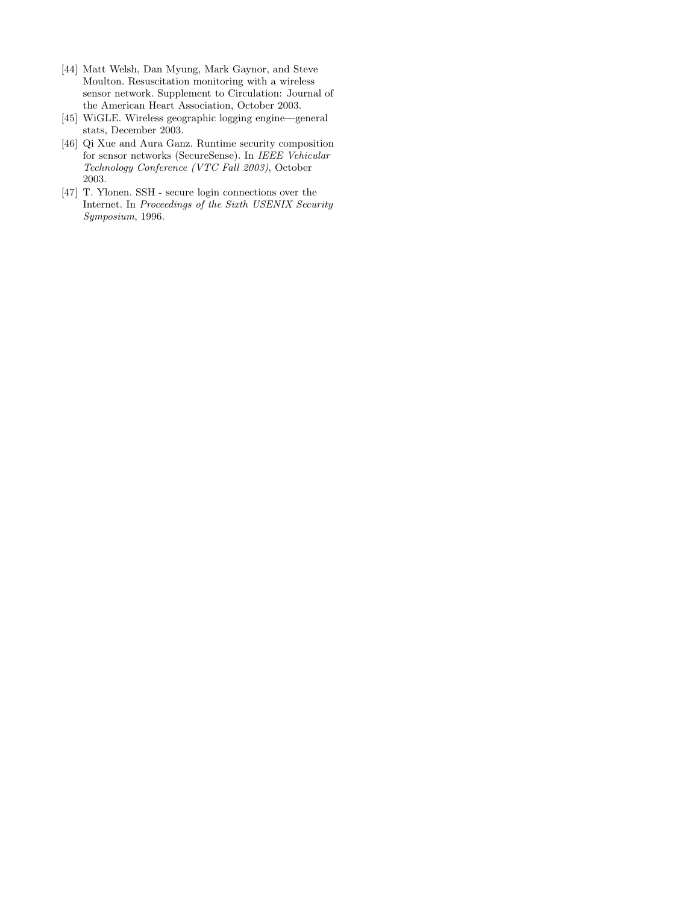[44] Matt Welsh, Dan Myung, Mark Gaynor, and Steve Moulton. Resuscitation monitoring with a wireless sensor network. Supplement to Circulation: Journal of the American Heart Association, October 2003.

[45] WiGLE. Wireless geographic logging engine—general stats, December 2003.

[46] Qi Xue and Aura Ganz. Runtime security composition for sensor networks (SecureSense). In *IEEE Vehicular Technology Conference (VTC Fall 2003)*, October 2003.

[47] T. Ylonen. SSH - secure login connections over the Internet. In *Proceedings of the Sixth USENIX Security Symposium*, 1996.